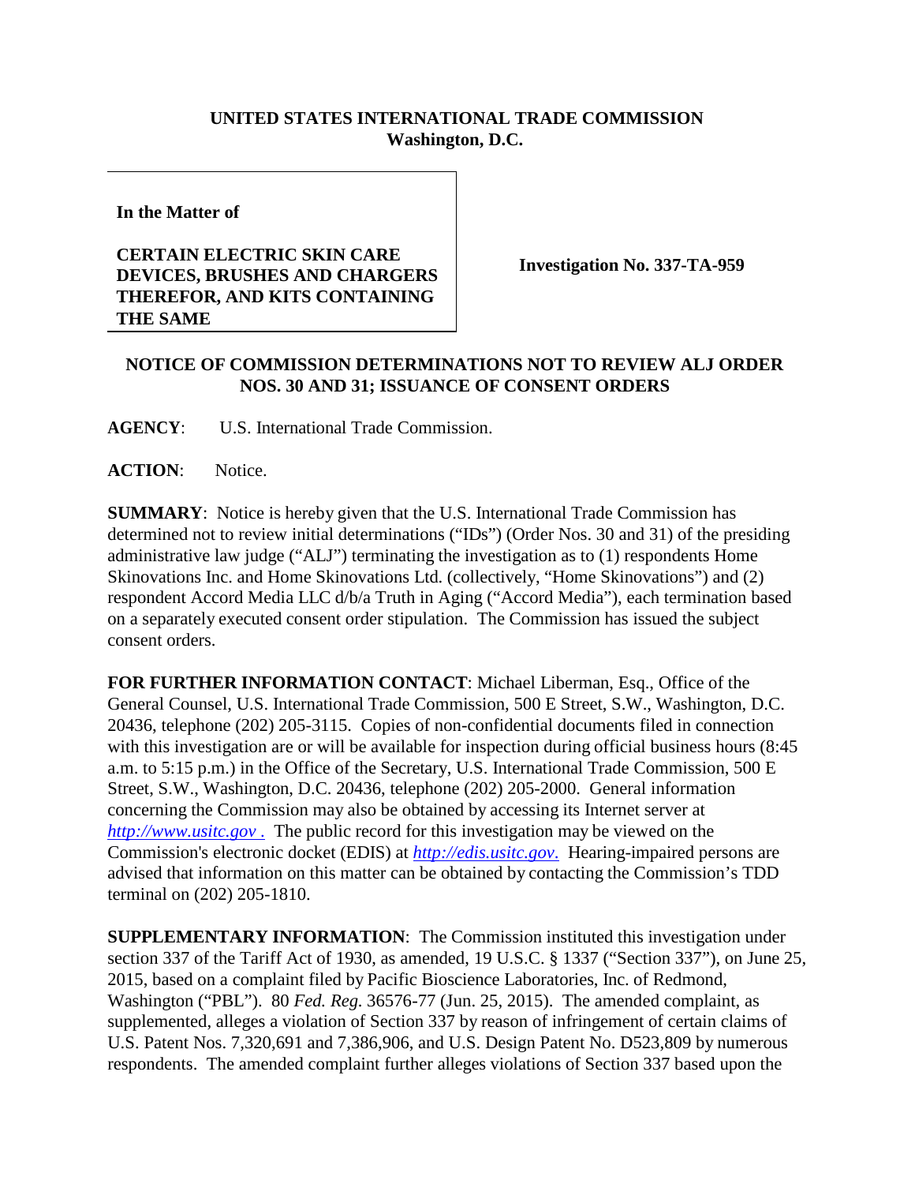**UNITED STATES INTERNATIONAL TRADE COMMISSION**
**Washington, D.C.**

**In the Matter of**

**CERTAIN ELECTRIC SKIN CARE DEVICES, BRUSHES AND CHARGERS THEREFOR, AND KITS CONTAINING THE SAME**

**Investigation No. 337-TA-959**

**NOTICE OF COMMISSION DETERMINATIONS NOT TO REVIEW ALJ ORDER NOS. 30 AND 31; ISSUANCE OF CONSENT ORDERS**

**AGENCY**: U.S. International Trade Commission.

**ACTION**: Notice.

**SUMMARY**: Notice is hereby given that the U.S. International Trade Commission has determined not to review initial determinations ("IDs") (Order Nos. 30 and 31) of the presiding administrative law judge ("ALJ") terminating the investigation as to (1) respondents Home Skinovations Inc. and Home Skinovations Ltd. (collectively, "Home Skinovations") and (2) respondent Accord Media LLC d/b/a Truth in Aging ("Accord Media"), each termination based on a separately executed consent order stipulation. The Commission has issued the subject consent orders.

**FOR FURTHER INFORMATION CONTACT**: Michael Liberman, Esq., Office of the General Counsel, U.S. International Trade Commission, 500 E Street, S.W., Washington, D.C. 20436, telephone (202) 205-3115. Copies of non-confidential documents filed in connection with this investigation are or will be available for inspection during official business hours (8:45 a.m. to 5:15 p.m.) in the Office of the Secretary, U.S. International Trade Commission, 500 E Street, S.W., Washington, D.C. 20436, telephone (202) 205-2000. General information concerning the Commission may also be obtained by accessing its Internet server at *http://www.usitc.gov* . The public record for this investigation may be viewed on the Commission's electronic docket (EDIS) at *http://edis.usitc.gov*. Hearing-impaired persons are advised that information on this matter can be obtained by contacting the Commission's TDD terminal on (202) 205-1810.

**SUPPLEMENTARY INFORMATION**: The Commission instituted this investigation under section 337 of the Tariff Act of 1930, as amended, 19 U.S.C. § 1337 ("Section 337"), on June 25, 2015, based on a complaint filed by Pacific Bioscience Laboratories, Inc. of Redmond, Washington ("PBL"). 80 *Fed. Reg.* 36576-77 (Jun. 25, 2015). The amended complaint, as supplemented, alleges a violation of Section 337 by reason of infringement of certain claims of U.S. Patent Nos. 7,320,691 and 7,386,906, and U.S. Design Patent No. D523,809 by numerous respondents. The amended complaint further alleges violations of Section 337 based upon the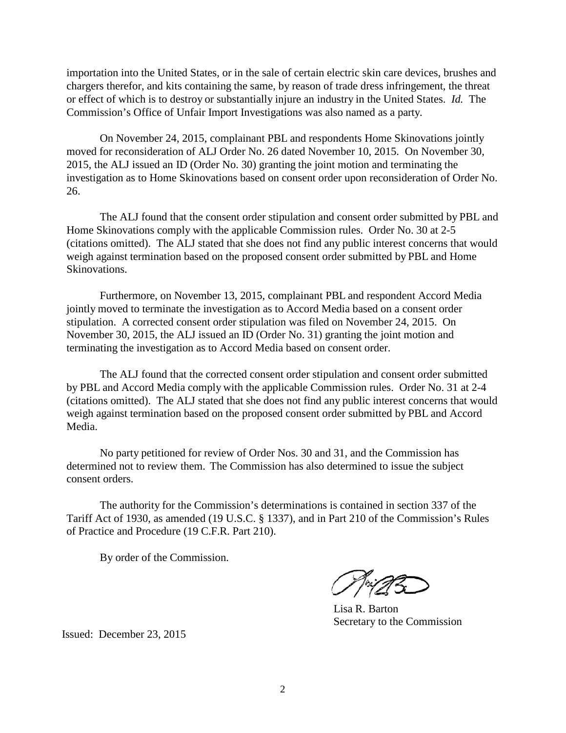importation into the United States, or in the sale of certain electric skin care devices, brushes and chargers therefor, and kits containing the same, by reason of trade dress infringement, the threat or effect of which is to destroy or substantially injure an industry in the United States. *Id.* The Commission's Office of Unfair Import Investigations was also named as a party.

On November 24, 2015, complainant PBL and respondents Home Skinovations jointly moved for reconsideration of ALJ Order No. 26 dated November 10, 2015. On November 30, 2015, the ALJ issued an ID (Order No. 30) granting the joint motion and terminating the investigation as to Home Skinovations based on consent order upon reconsideration of Order No. 26.

The ALJ found that the consent order stipulation and consent order submitted by PBL and Home Skinovations comply with the applicable Commission rules. Order No. 30 at 2-5 (citations omitted). The ALJ stated that she does not find any public interest concerns that would weigh against termination based on the proposed consent order submitted by PBL and Home Skinovations.

Furthermore, on November 13, 2015, complainant PBL and respondent Accord Media jointly moved to terminate the investigation as to Accord Media based on a consent order stipulation. A corrected consent order stipulation was filed on November 24, 2015. On November 30, 2015, the ALJ issued an ID (Order No. 31) granting the joint motion and terminating the investigation as to Accord Media based on consent order.

The ALJ found that the corrected consent order stipulation and consent order submitted by PBL and Accord Media comply with the applicable Commission rules. Order No. 31 at 2-4 (citations omitted). The ALJ stated that she does not find any public interest concerns that would weigh against termination based on the proposed consent order submitted by PBL and Accord Media.

No party petitioned for review of Order Nos. 30 and 31, and the Commission has determined not to review them. The Commission has also determined to issue the subject consent orders.

The authority for the Commission's determinations is contained in section 337 of the Tariff Act of 1930, as amended (19 U.S.C. § 1337), and in Part 210 of the Commission's Rules of Practice and Procedure (19 C.F.R. Part 210).

By order of the Commission.

Lisa R. Barton
Secretary to the Commission

Issued: December 23, 2015